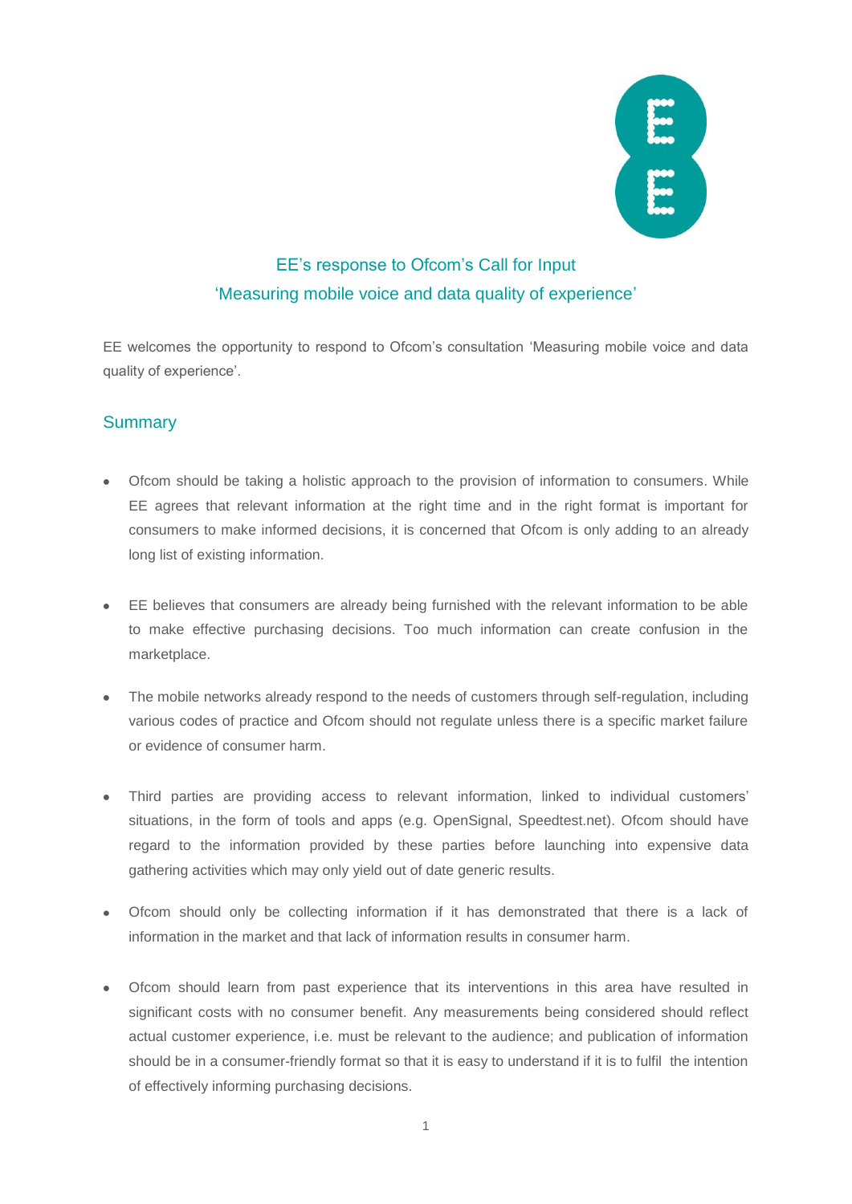# EE's response to Ofcom's Call for Input
# 'Measuring mobile voice and data quality of experience'

EE welcomes the opportunity to respond to Ofcom's consultation 'Measuring mobile voice and data quality of experience'.

## Summary

- Ofcom should be taking a holistic approach to the provision of information to consumers. While EE agrees that relevant information at the right time and in the right format is important for consumers to make informed decisions, it is concerned that Ofcom is only adding to an already long list of existing information.

- EE believes that consumers are already being furnished with the relevant information to be able to make effective purchasing decisions. Too much information can create confusion in the marketplace.

- The mobile networks already respond to the needs of customers through self-regulation, including various codes of practice and Ofcom should not regulate unless there is a specific market failure or evidence of consumer harm.

- Third parties are providing access to relevant information, linked to individual customers' situations, in the form of tools and apps (e.g. OpenSignal, Speedtest.net). Ofcom should have regard to the information provided by these parties before launching into expensive data gathering activities which may only yield out of date generic results.

- Ofcom should only be collecting information if it has demonstrated that there is a lack of information in the market and that lack of information results in consumer harm.

- Ofcom should learn from past experience that its interventions in this area have resulted in significant costs with no consumer benefit. Any measurements being considered should reflect actual customer experience, i.e. must be relevant to the audience; and publication of information should be in a consumer-friendly format so that it is easy to understand if it is to fulfil the intention of effectively informing purchasing decisions.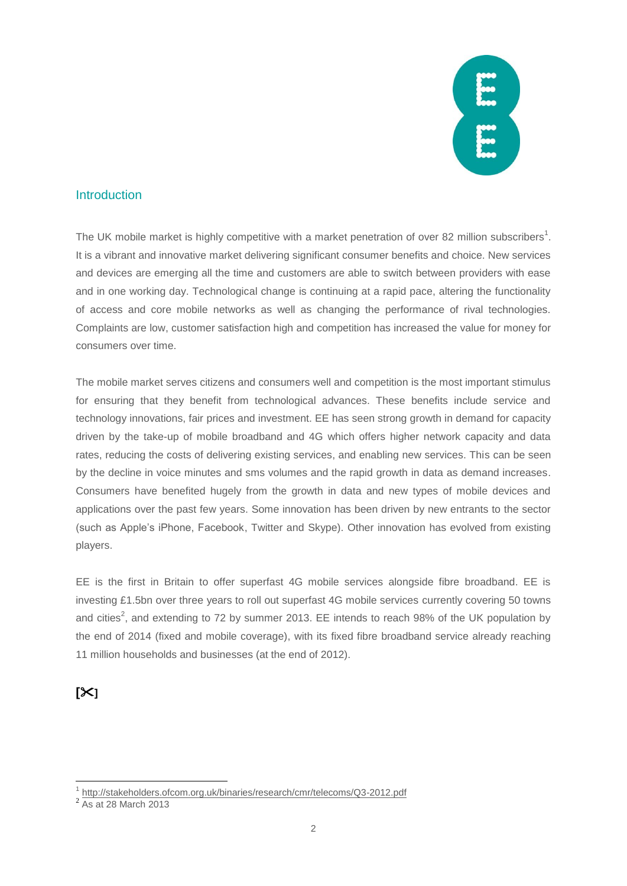## Introduction

The UK mobile market is highly competitive with a market penetration of over 82 million subscribers[1]. It is a vibrant and innovative market delivering significant consumer benefits and choice. New services and devices are emerging all the time and customers are able to switch between providers with ease and in one working day. Technological change is continuing at a rapid pace, altering the functionality of access and core mobile networks as well as changing the performance of rival technologies. Complaints are low, customer satisfaction high and competition has increased the value for money for consumers over time.

The mobile market serves citizens and consumers well and competition is the most important stimulus for ensuring that they benefit from technological advances. These benefits include service and technology innovations, fair prices and investment. EE has seen strong growth in demand for capacity driven by the take-up of mobile broadband and 4G which offers higher network capacity and data rates, reducing the costs of delivering existing services, and enabling new services. This can be seen by the decline in voice minutes and sms volumes and the rapid growth in data as demand increases. Consumers have benefited hugely from the growth in data and new types of mobile devices and applications over the past few years. Some innovation has been driven by new entrants to the sector (such as Apple's iPhone, Facebook, Twitter and Skype). Other innovation has evolved from existing players.

EE is the first in Britain to offer superfast 4G mobile services alongside fibre broadband. EE is investing £1.5bn over three years to roll out superfast 4G mobile services currently covering 50 towns and cities[2], and extending to 72 by summer 2013. EE intends to reach 98% of the UK population by the end of 2014 (fixed and mobile coverage), with its fixed fibre broadband service already reaching 11 million households and businesses (at the end of 2012).

**[✂]**

---

[1] http://stakeholders.ofcom.org.uk/binaries/research/cmr/telecoms/Q3-2012.pdf

[2] As at 28 March 2013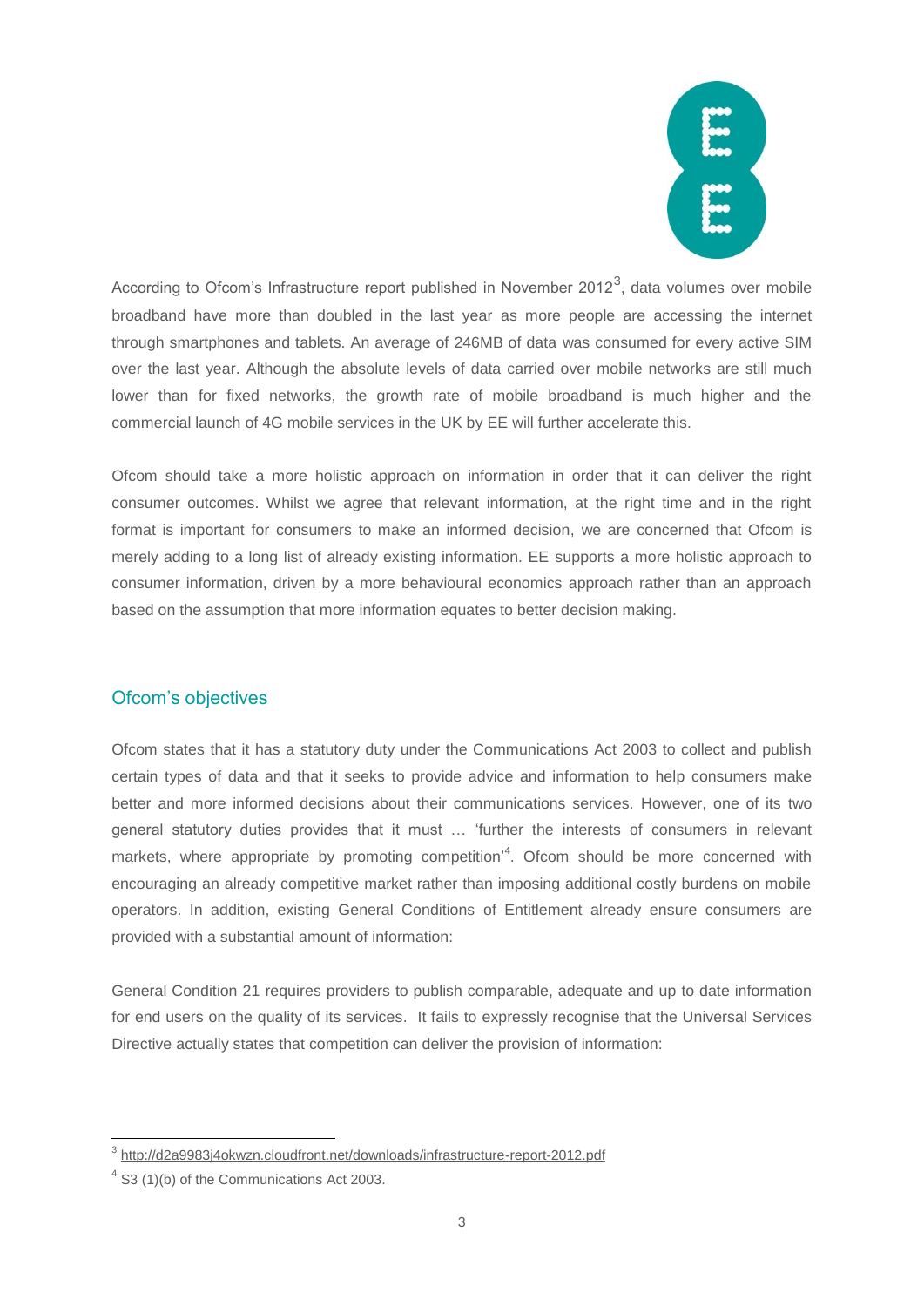According to Ofcom's Infrastructure report published in November 2012[3], data volumes over mobile broadband have more than doubled in the last year as more people are accessing the internet through smartphones and tablets. An average of 246MB of data was consumed for every active SIM over the last year. Although the absolute levels of data carried over mobile networks are still much lower than for fixed networks, the growth rate of mobile broadband is much higher and the commercial launch of 4G mobile services in the UK by EE will further accelerate this.

Ofcom should take a more holistic approach on information in order that it can deliver the right consumer outcomes. Whilst we agree that relevant information, at the right time and in the right format is important for consumers to make an informed decision, we are concerned that Ofcom is merely adding to a long list of already existing information. EE supports a more holistic approach to consumer information, driven by a more behavioural economics approach rather than an approach based on the assumption that more information equates to better decision making.

## Ofcom's objectives

Ofcom states that it has a statutory duty under the Communications Act 2003 to collect and publish certain types of data and that it seeks to provide advice and information to help consumers make better and more informed decisions about their communications services. However, one of its two general statutory duties provides that it must … 'further the interests of consumers in relevant markets, where appropriate by promoting competition'[4]. Ofcom should be more concerned with encouraging an already competitive market rather than imposing additional costly burdens on mobile operators. In addition, existing General Conditions of Entitlement already ensure consumers are provided with a substantial amount of information:

General Condition 21 requires providers to publish comparable, adequate and up to date information for end users on the quality of its services. It fails to expressly recognise that the Universal Services Directive actually states that competition can deliver the provision of information:

---

[3] http://d2a9983j4okwzn.cloudfront.net/downloads/infrastructure-report-2012.pdf

[4] S3 (1)(b) of the Communications Act 2003.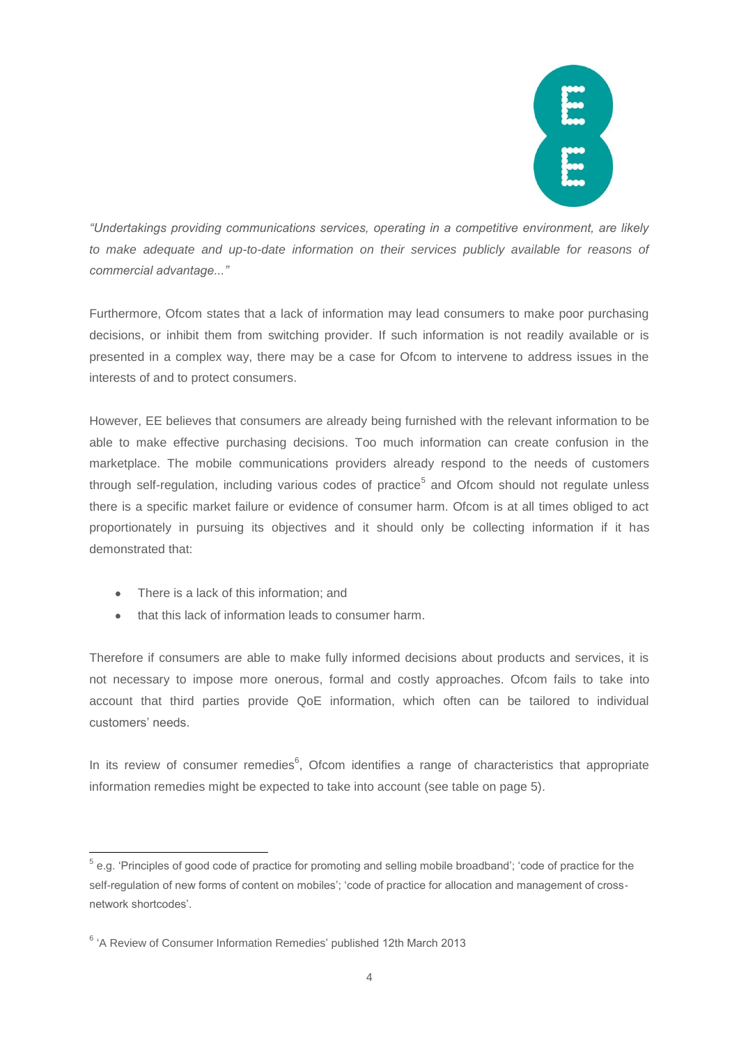*"Undertakings providing communications services, operating in a competitive environment, are likely to make adequate and up-to-date information on their services publicly available for reasons of commercial advantage..."*

Furthermore, Ofcom states that a lack of information may lead consumers to make poor purchasing decisions, or inhibit them from switching provider. If such information is not readily available or is presented in a complex way, there may be a case for Ofcom to intervene to address issues in the interests of and to protect consumers.

However, EE believes that consumers are already being furnished with the relevant information to be able to make effective purchasing decisions. Too much information can create confusion in the marketplace. The mobile communications providers already respond to the needs of customers through self-regulation, including various codes of practice[5] and Ofcom should not regulate unless there is a specific market failure or evidence of consumer harm. Ofcom is at all times obliged to act proportionately in pursuing its objectives and it should only be collecting information if it has demonstrated that:

- There is a lack of this information; and
- that this lack of information leads to consumer harm.

Therefore if consumers are able to make fully informed decisions about products and services, it is not necessary to impose more onerous, formal and costly approaches. Ofcom fails to take into account that third parties provide QoE information, which often can be tailored to individual customers' needs.

In its review of consumer remedies[6], Ofcom identifies a range of characteristics that appropriate information remedies might be expected to take into account (see table on page 5).

---

[5] e.g. 'Principles of good code of practice for promoting and selling mobile broadband'; 'code of practice for the self-regulation of new forms of content on mobiles'; 'code of practice for allocation and management of cross-network shortcodes'.

[6] 'A Review of Consumer Information Remedies' published 12th March 2013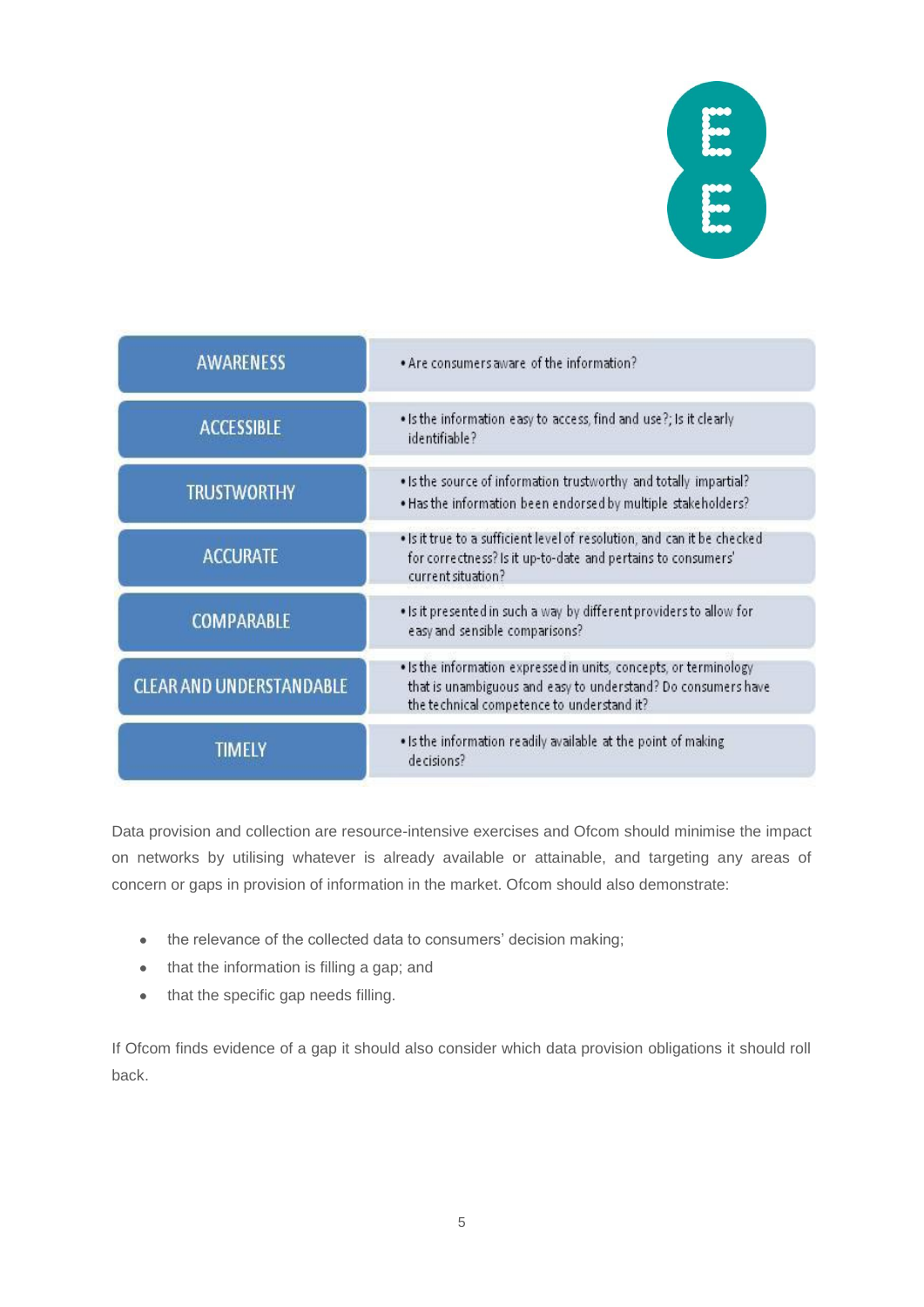| | |
|---|---|
| AWARENESS | • Are consumers aware of the information? |
| ACCESSIBLE | • Is the information easy to access, find and use?; Is it clearly identifiable? |
| TRUSTWORTHY | • Is the source of information trustworthy and totally impartial?<br>• Has the information been endorsed by multiple stakeholders? |
| ACCURATE | • Is it true to a sufficient level of resolution, and can it be checked for correctness? Is it up-to-date and pertains to consumers' current situation? |
| COMPARABLE | • Is it presented in such a way by different providers to allow for easy and sensible comparisons? |
| CLEAR AND UNDERSTANDABLE | • Is the information expressed in units, concepts, or terminology that is unambiguous and easy to understand? Do consumers have the technical competence to understand it? |
| TIMELY | • Is the information readily available at the point of making decisions? |

Data provision and collection are resource-intensive exercises and Ofcom should minimise the impact on networks by utilising whatever is already available or attainable, and targeting any areas of concern or gaps in provision of information in the market. Ofcom should also demonstrate:

- the relevance of the collected data to consumers' decision making;
- that the information is filling a gap; and
- that the specific gap needs filling.

If Ofcom finds evidence of a gap it should also consider which data provision obligations it should roll back.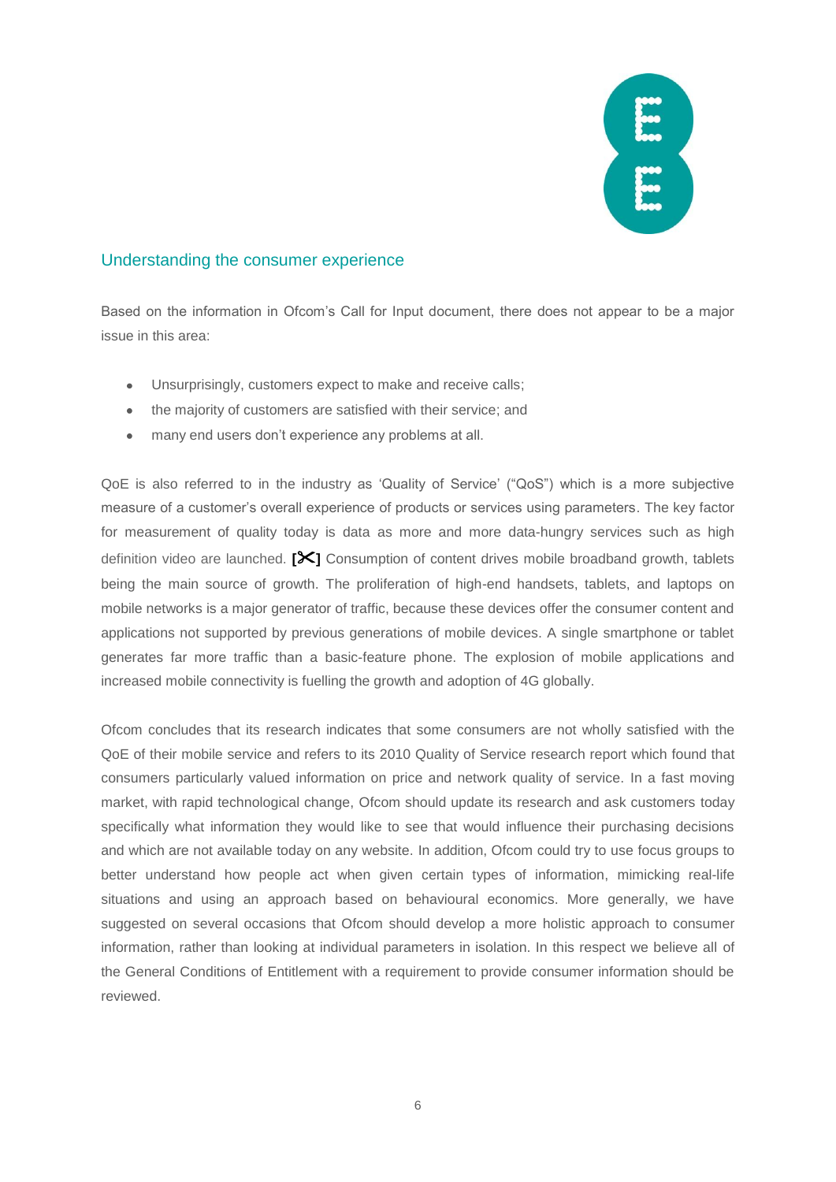## Understanding the consumer experience

Based on the information in Ofcom's Call for Input document, there does not appear to be a major issue in this area:

- Unsurprisingly, customers expect to make and receive calls;
- the majority of customers are satisfied with their service; and
- many end users don't experience any problems at all.

QoE is also referred to in the industry as 'Quality of Service' ("QoS") which is a more subjective measure of a customer's overall experience of products or services using parameters. The key factor for measurement of quality today is data as more and more data-hungry services such as high definition video are launched. **[✂]** Consumption of content drives mobile broadband growth, tablets being the main source of growth. The proliferation of high-end handsets, tablets, and laptops on mobile networks is a major generator of traffic, because these devices offer the consumer content and applications not supported by previous generations of mobile devices. A single smartphone or tablet generates far more traffic than a basic-feature phone. The explosion of mobile applications and increased mobile connectivity is fuelling the growth and adoption of 4G globally.

Ofcom concludes that its research indicates that some consumers are not wholly satisfied with the QoE of their mobile service and refers to its 2010 Quality of Service research report which found that consumers particularly valued information on price and network quality of service. In a fast moving market, with rapid technological change, Ofcom should update its research and ask customers today specifically what information they would like to see that would influence their purchasing decisions and which are not available today on any website. In addition, Ofcom could try to use focus groups to better understand how people act when given certain types of information, mimicking real-life situations and using an approach based on behavioural economics. More generally, we have suggested on several occasions that Ofcom should develop a more holistic approach to consumer information, rather than looking at individual parameters in isolation. In this respect we believe all of the General Conditions of Entitlement with a requirement to provide consumer information should be reviewed.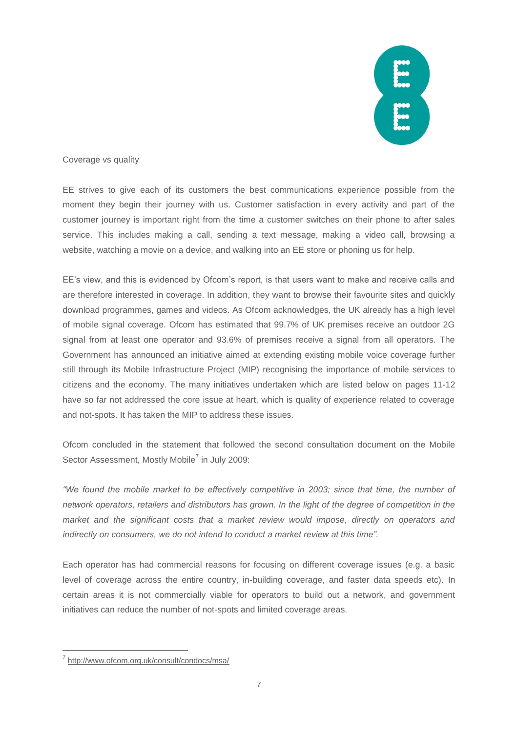Coverage vs quality

EE strives to give each of its customers the best communications experience possible from the moment they begin their journey with us. Customer satisfaction in every activity and part of the customer journey is important right from the time a customer switches on their phone to after sales service. This includes making a call, sending a text message, making a video call, browsing a website, watching a movie on a device, and walking into an EE store or phoning us for help.

EE's view, and this is evidenced by Ofcom's report, is that users want to make and receive calls and are therefore interested in coverage. In addition, they want to browse their favourite sites and quickly download programmes, games and videos. As Ofcom acknowledges, the UK already has a high level of mobile signal coverage. Ofcom has estimated that 99.7% of UK premises receive an outdoor 2G signal from at least one operator and 93.6% of premises receive a signal from all operators. The Government has announced an initiative aimed at extending existing mobile voice coverage further still through its Mobile Infrastructure Project (MIP) recognising the importance of mobile services to citizens and the economy. The many initiatives undertaken which are listed below on pages 11-12 have so far not addressed the core issue at heart, which is quality of experience related to coverage and not-spots. It has taken the MIP to address these issues.

Ofcom concluded in the statement that followed the second consultation document on the Mobile Sector Assessment, Mostly Mobile[7] in July 2009:

*"We found the mobile market to be effectively competitive in 2003; since that time, the number of network operators, retailers and distributors has grown. In the light of the degree of competition in the market and the significant costs that a market review would impose, directly on operators and indirectly on consumers, we do not intend to conduct a market review at this time".*

Each operator has had commercial reasons for focusing on different coverage issues (e.g. a basic level of coverage across the entire country, in-building coverage, and faster data speeds etc). In certain areas it is not commercially viable for operators to build out a network, and government initiatives can reduce the number of not-spots and limited coverage areas.

---

[7] http://www.ofcom.org.uk/consult/condocs/msa/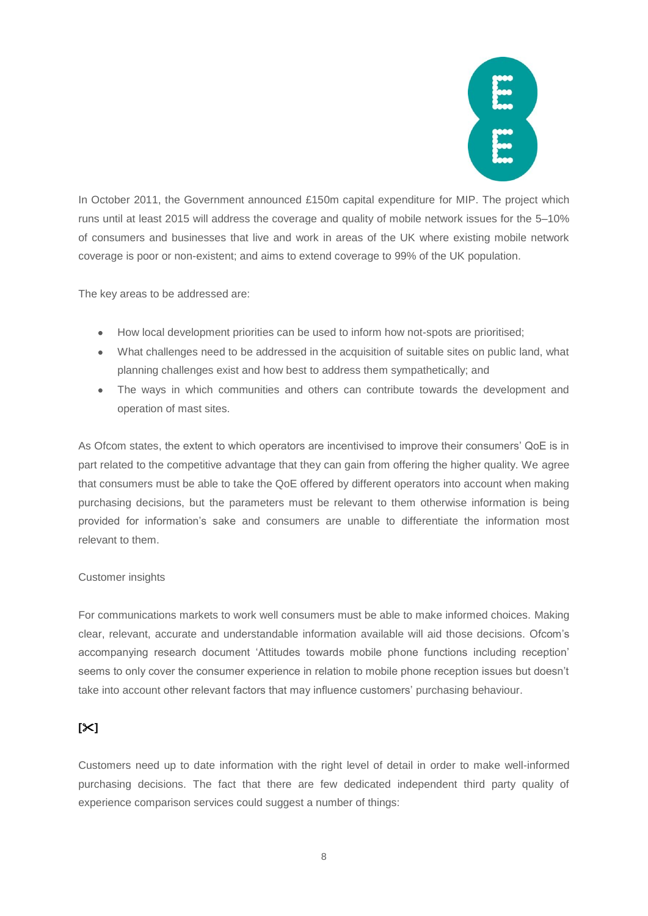In October 2011, the Government announced £150m capital expenditure for MIP. The project which runs until at least 2015 will address the coverage and quality of mobile network issues for the 5–10% of consumers and businesses that live and work in areas of the UK where existing mobile network coverage is poor or non-existent; and aims to extend coverage to 99% of the UK population.

The key areas to be addressed are:

- How local development priorities can be used to inform how not-spots are prioritised;
- What challenges need to be addressed in the acquisition of suitable sites on public land, what planning challenges exist and how best to address them sympathetically; and
- The ways in which communities and others can contribute towards the development and operation of mast sites.

As Ofcom states, the extent to which operators are incentivised to improve their consumers' QoE is in part related to the competitive advantage that they can gain from offering the higher quality. We agree that consumers must be able to take the QoE offered by different operators into account when making purchasing decisions, but the parameters must be relevant to them otherwise information is being provided for information's sake and consumers are unable to differentiate the information most relevant to them.

Customer insights

For communications markets to work well consumers must be able to make informed choices. Making clear, relevant, accurate and understandable information available will aid those decisions. Ofcom's accompanying research document 'Attitudes towards mobile phone functions including reception' seems to only cover the consumer experience in relation to mobile phone reception issues but doesn't take into account other relevant factors that may influence customers' purchasing behaviour.

**[✂]**

Customers need up to date information with the right level of detail in order to make well-informed purchasing decisions. The fact that there are few dedicated independent third party quality of experience comparison services could suggest a number of things: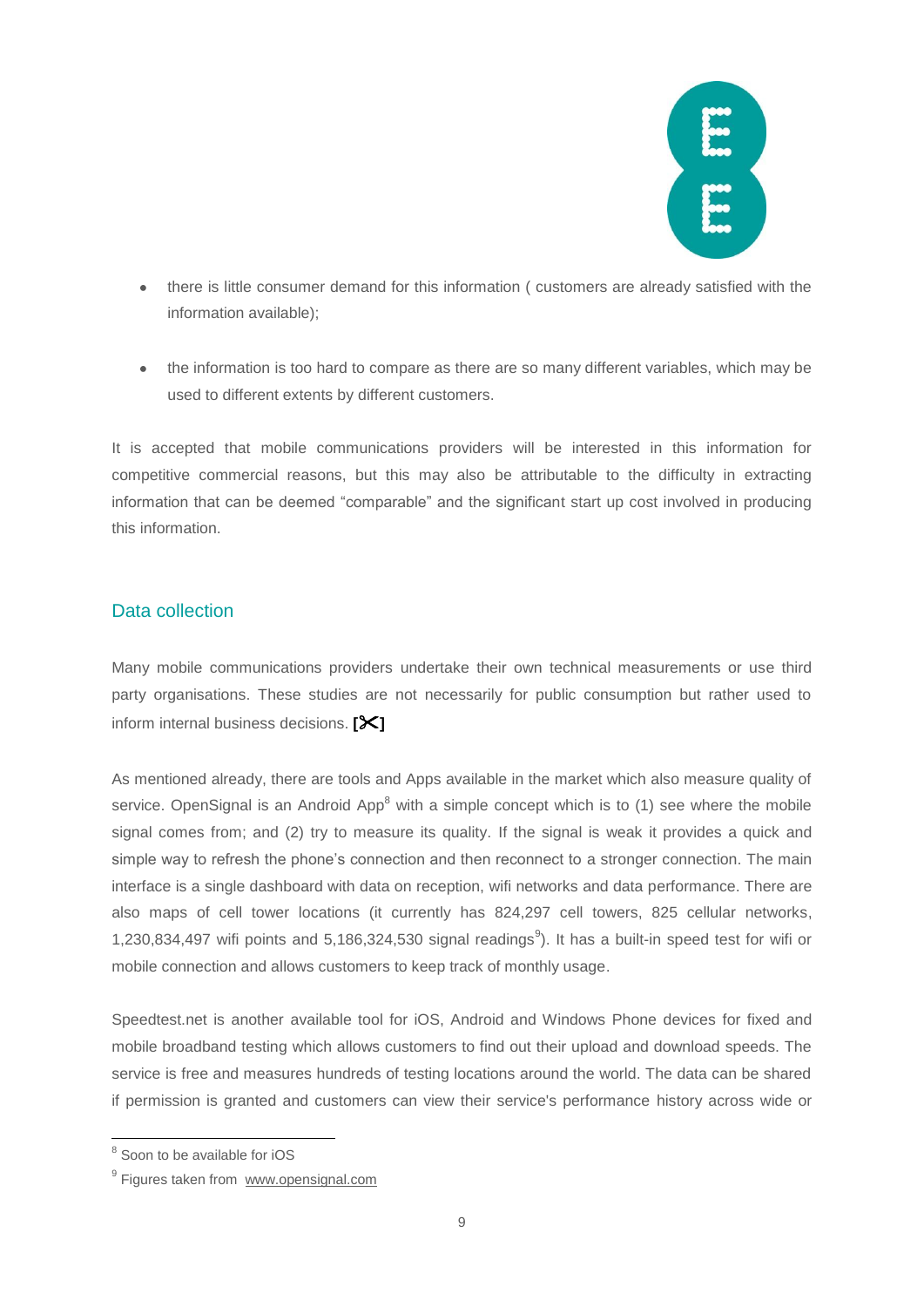- there is little consumer demand for this information ( customers are already satisfied with the information available);

- the information is too hard to compare as there are so many different variables, which may be used to different extents by different customers.

It is accepted that mobile communications providers will be interested in this information for competitive commercial reasons, but this may also be attributable to the difficulty in extracting information that can be deemed “comparable” and the significant start up cost involved in producing this information.

## Data collection

Many mobile communications providers undertake their own technical measurements or use third party organisations. These studies are not necessarily for public consumption but rather used to inform internal business decisions. **[✂]**

As mentioned already, there are tools and Apps available in the market which also measure quality of service. OpenSignal is an Android App[8] with a simple concept which is to (1) see where the mobile signal comes from; and (2) try to measure its quality. If the signal is weak it provides a quick and simple way to refresh the phone’s connection and then reconnect to a stronger connection. The main interface is a single dashboard with data on reception, wifi networks and data performance. There are also maps of cell tower locations (it currently has 824,297 cell towers, 825 cellular networks, 1,230,834,497 wifi points and 5,186,324,530 signal readings[9]). It has a built-in speed test for wifi or mobile connection and allows customers to keep track of monthly usage.

Speedtest.net is another available tool for iOS, Android and Windows Phone devices for fixed and mobile broadband testing which allows customers to find out their upload and download speeds. The service is free and measures hundreds of testing locations around the world. The data can be shared if permission is granted and customers can view their service's performance history across wide or

[8] Soon to be available for iOS

[9] Figures taken from www.opensignal.com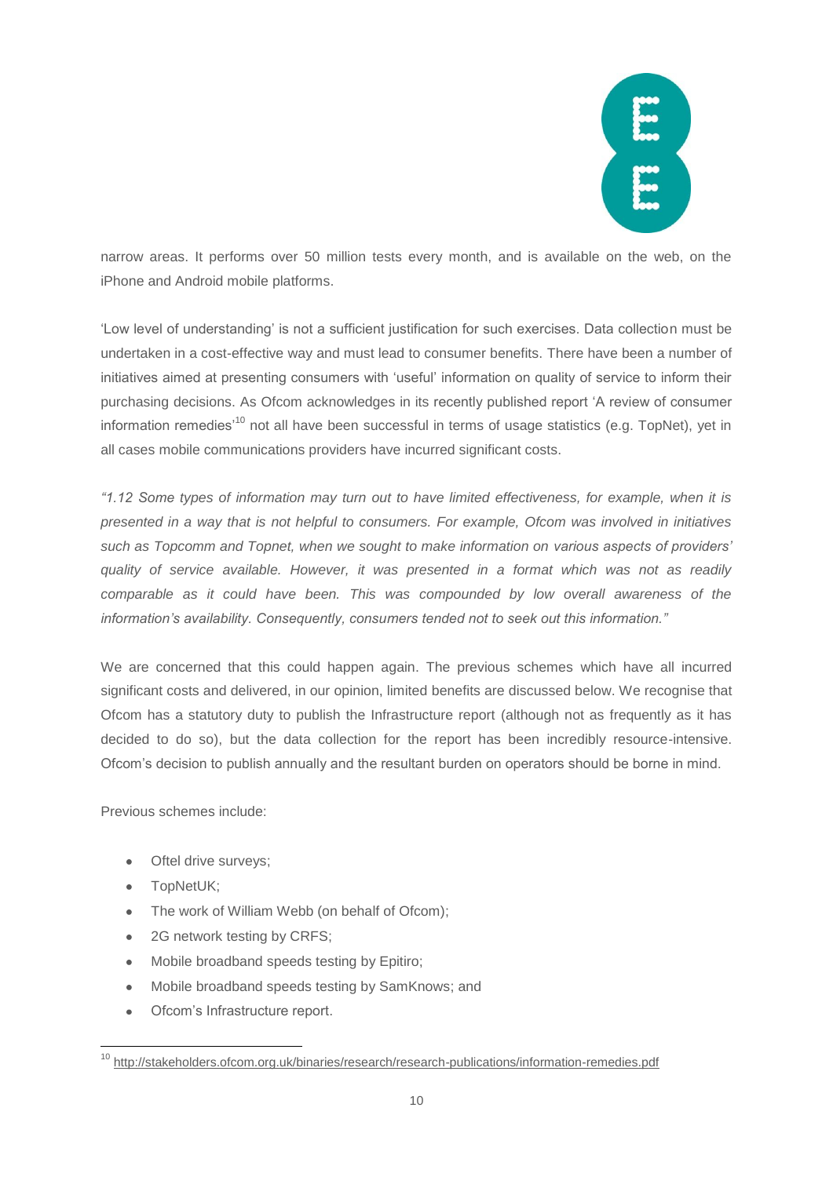narrow areas. It performs over 50 million tests every month, and is available on the web, on the iPhone and Android mobile platforms.

'Low level of understanding' is not a sufficient justification for such exercises. Data collection must be undertaken in a cost-effective way and must lead to consumer benefits. There have been a number of initiatives aimed at presenting consumers with 'useful' information on quality of service to inform their purchasing decisions. As Ofcom acknowledges in its recently published report 'A review of consumer information remedies'[10] not all have been successful in terms of usage statistics (e.g. TopNet), yet in all cases mobile communications providers have incurred significant costs.

*"1.12 Some types of information may turn out to have limited effectiveness, for example, when it is presented in a way that is not helpful to consumers. For example, Ofcom was involved in initiatives such as Topcomm and Topnet, when we sought to make information on various aspects of providers' quality of service available. However, it was presented in a format which was not as readily comparable as it could have been. This was compounded by low overall awareness of the information's availability. Consequently, consumers tended not to seek out this information."*

We are concerned that this could happen again. The previous schemes which have all incurred significant costs and delivered, in our opinion, limited benefits are discussed below. We recognise that Ofcom has a statutory duty to publish the Infrastructure report (although not as frequently as it has decided to do so), but the data collection for the report has been incredibly resource-intensive. Ofcom's decision to publish annually and the resultant burden on operators should be borne in mind.

Previous schemes include:

- Oftel drive surveys;
- TopNetUK;
- The work of William Webb (on behalf of Ofcom);
- 2G network testing by CRFS;
- Mobile broadband speeds testing by Epitiro;
- Mobile broadband speeds testing by SamKnows; and
- Ofcom's Infrastructure report.

[10] http://stakeholders.ofcom.org.uk/binaries/research/research-publications/information-remedies.pdf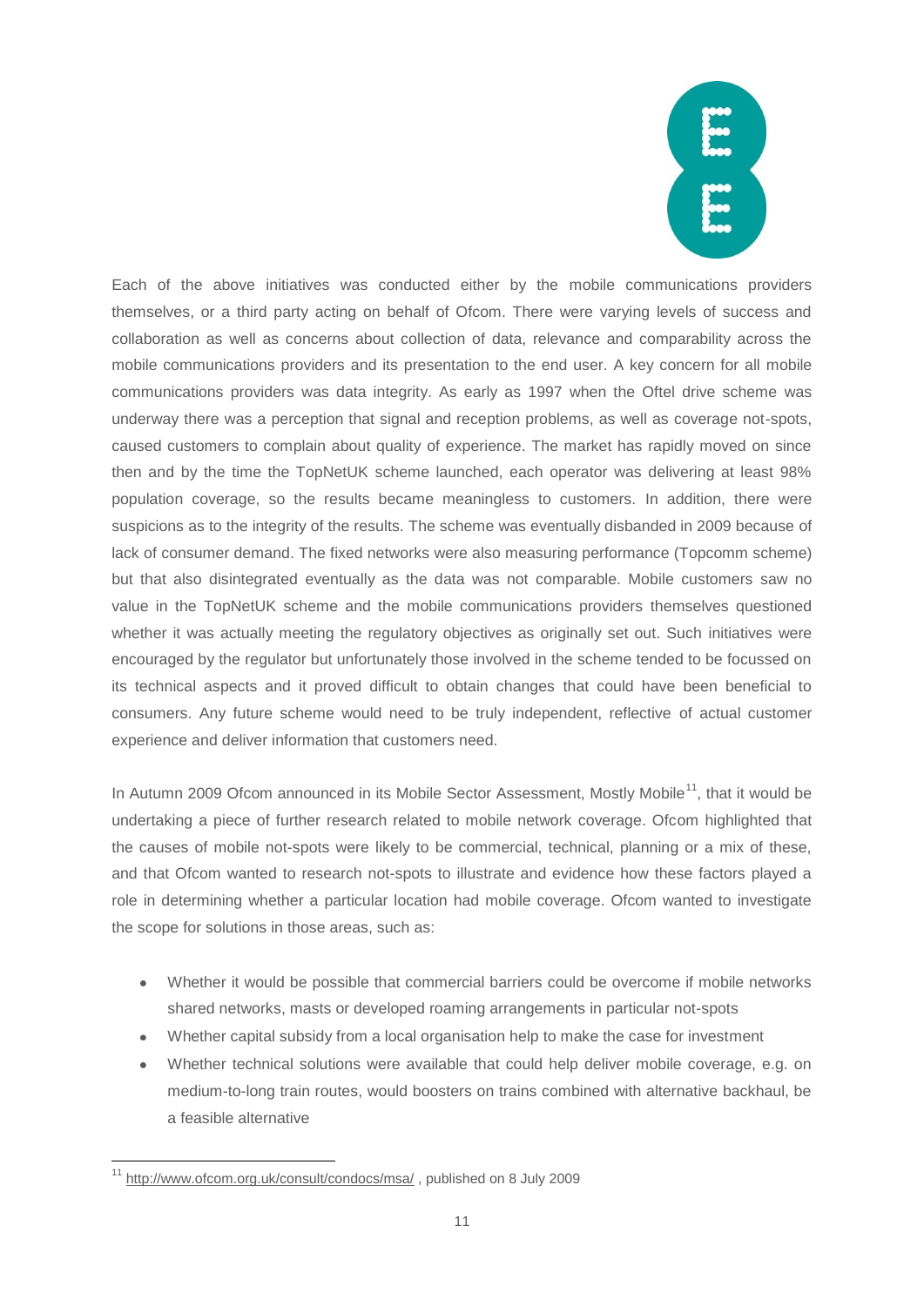Each of the above initiatives was conducted either by the mobile communications providers themselves, or a third party acting on behalf of Ofcom. There were varying levels of success and collaboration as well as concerns about collection of data, relevance and comparability across the mobile communications providers and its presentation to the end user. A key concern for all mobile communications providers was data integrity. As early as 1997 when the Oftel drive scheme was underway there was a perception that signal and reception problems, as well as coverage not-spots, caused customers to complain about quality of experience. The market has rapidly moved on since then and by the time the TopNetUK scheme launched, each operator was delivering at least 98% population coverage, so the results became meaningless to customers. In addition, there were suspicions as to the integrity of the results. The scheme was eventually disbanded in 2009 because of lack of consumer demand. The fixed networks were also measuring performance (Topcomm scheme) but that also disintegrated eventually as the data was not comparable. Mobile customers saw no value in the TopNetUK scheme and the mobile communications providers themselves questioned whether it was actually meeting the regulatory objectives as originally set out. Such initiatives were encouraged by the regulator but unfortunately those involved in the scheme tended to be focussed on its technical aspects and it proved difficult to obtain changes that could have been beneficial to consumers. Any future scheme would need to be truly independent, reflective of actual customer experience and deliver information that customers need.

In Autumn 2009 Ofcom announced in its Mobile Sector Assessment, Mostly Mobile[11], that it would be undertaking a piece of further research related to mobile network coverage. Ofcom highlighted that the causes of mobile not-spots were likely to be commercial, technical, planning or a mix of these, and that Ofcom wanted to research not-spots to illustrate and evidence how these factors played a role in determining whether a particular location had mobile coverage. Ofcom wanted to investigate the scope for solutions in those areas, such as:

- Whether it would be possible that commercial barriers could be overcome if mobile networks shared networks, masts or developed roaming arrangements in particular not-spots
- Whether capital subsidy from a local organisation help to make the case for investment
- Whether technical solutions were available that could help deliver mobile coverage, e.g. on medium-to-long train routes, would boosters on trains combined with alternative backhaul, be a feasible alternative

[11] http://www.ofcom.org.uk/consult/condocs/msa/ , published on 8 July 2009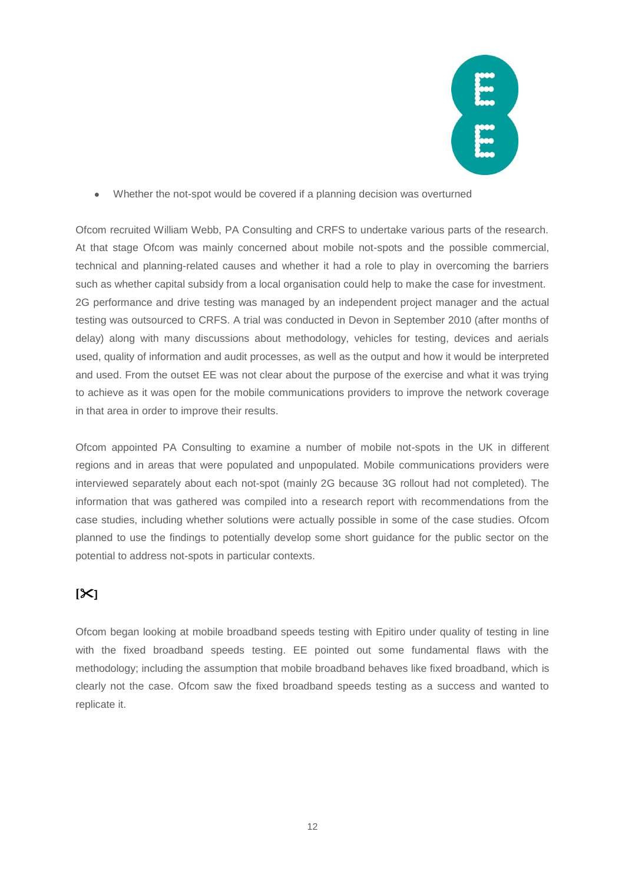- Whether the not-spot would be covered if a planning decision was overturned

Ofcom recruited William Webb, PA Consulting and CRFS to undertake various parts of the research. At that stage Ofcom was mainly concerned about mobile not-spots and the possible commercial, technical and planning-related causes and whether it had a role to play in overcoming the barriers such as whether capital subsidy from a local organisation could help to make the case for investment. 2G performance and drive testing was managed by an independent project manager and the actual testing was outsourced to CRFS. A trial was conducted in Devon in September 2010 (after months of delay) along with many discussions about methodology, vehicles for testing, devices and aerials used, quality of information and audit processes, as well as the output and how it would be interpreted and used. From the outset EE was not clear about the purpose of the exercise and what it was trying to achieve as it was open for the mobile communications providers to improve the network coverage in that area in order to improve their results.

Ofcom appointed PA Consulting to examine a number of mobile not-spots in the UK in different regions and in areas that were populated and unpopulated. Mobile communications providers were interviewed separately about each not-spot (mainly 2G because 3G rollout had not completed). The information that was gathered was compiled into a research report with recommendations from the case studies, including whether solutions were actually possible in some of the case studies. Ofcom planned to use the findings to potentially develop some short guidance for the public sector on the potential to address not-spots in particular contexts.

**[✂]**

Ofcom began looking at mobile broadband speeds testing with Epitiro under quality of testing in line with the fixed broadband speeds testing. EE pointed out some fundamental flaws with the methodology; including the assumption that mobile broadband behaves like fixed broadband, which is clearly not the case. Ofcom saw the fixed broadband speeds testing as a success and wanted to replicate it.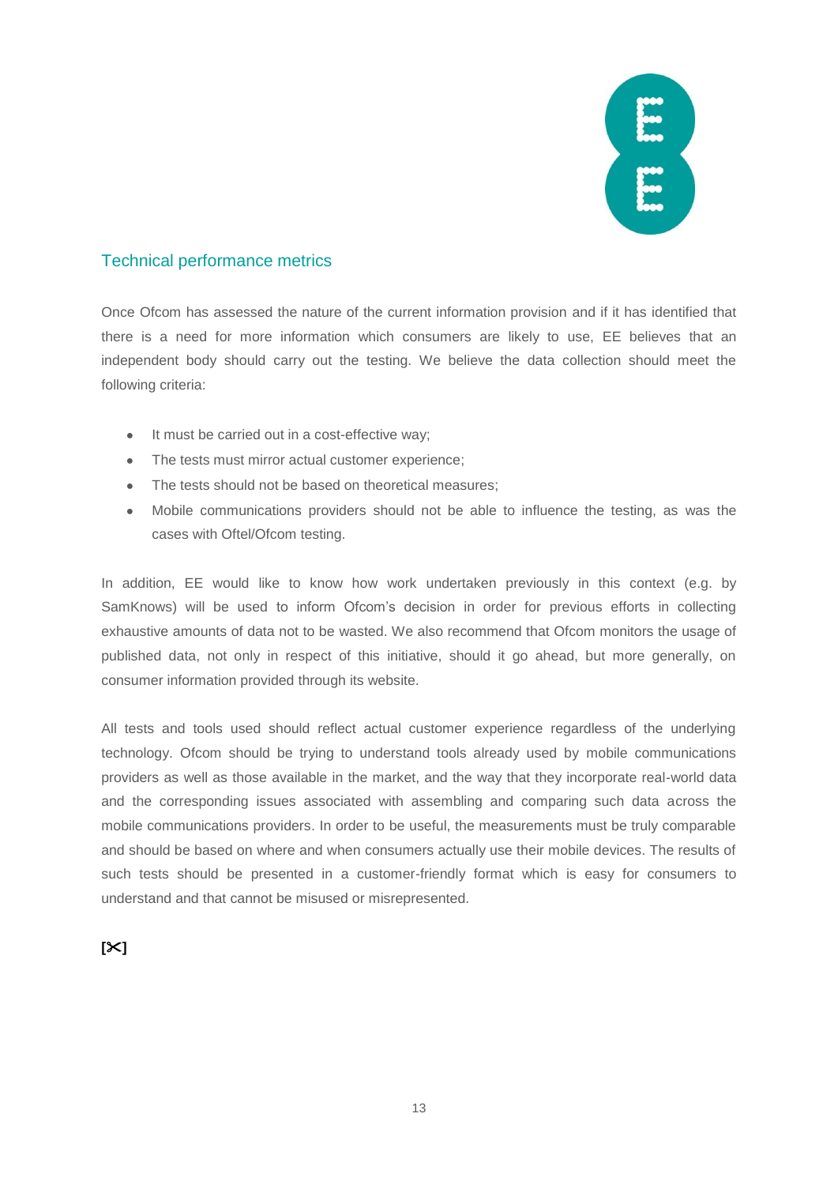## Technical performance metrics

Once Ofcom has assessed the nature of the current information provision and if it has identified that there is a need for more information which consumers are likely to use, EE believes that an independent body should carry out the testing. We believe the data collection should meet the following criteria:

- It must be carried out in a cost-effective way;
- The tests must mirror actual customer experience;
- The tests should not be based on theoretical measures;
- Mobile communications providers should not be able to influence the testing, as was the cases with Oftel/Ofcom testing.

In addition, EE would like to know how work undertaken previously in this context (e.g. by SamKnows) will be used to inform Ofcom's decision in order for previous efforts in collecting exhaustive amounts of data not to be wasted. We also recommend that Ofcom monitors the usage of published data, not only in respect of this initiative, should it go ahead, but more generally, on consumer information provided through its website.

All tests and tools used should reflect actual customer experience regardless of the underlying technology. Ofcom should be trying to understand tools already used by mobile communications providers as well as those available in the market, and the way that they incorporate real-world data and the corresponding issues associated with assembling and comparing such data across the mobile communications providers. In order to be useful, the measurements must be truly comparable and should be based on where and when consumers actually use their mobile devices. The results of such tests should be presented in a customer-friendly format which is easy for consumers to understand and that cannot be misused or misrepresented.

**[✂]**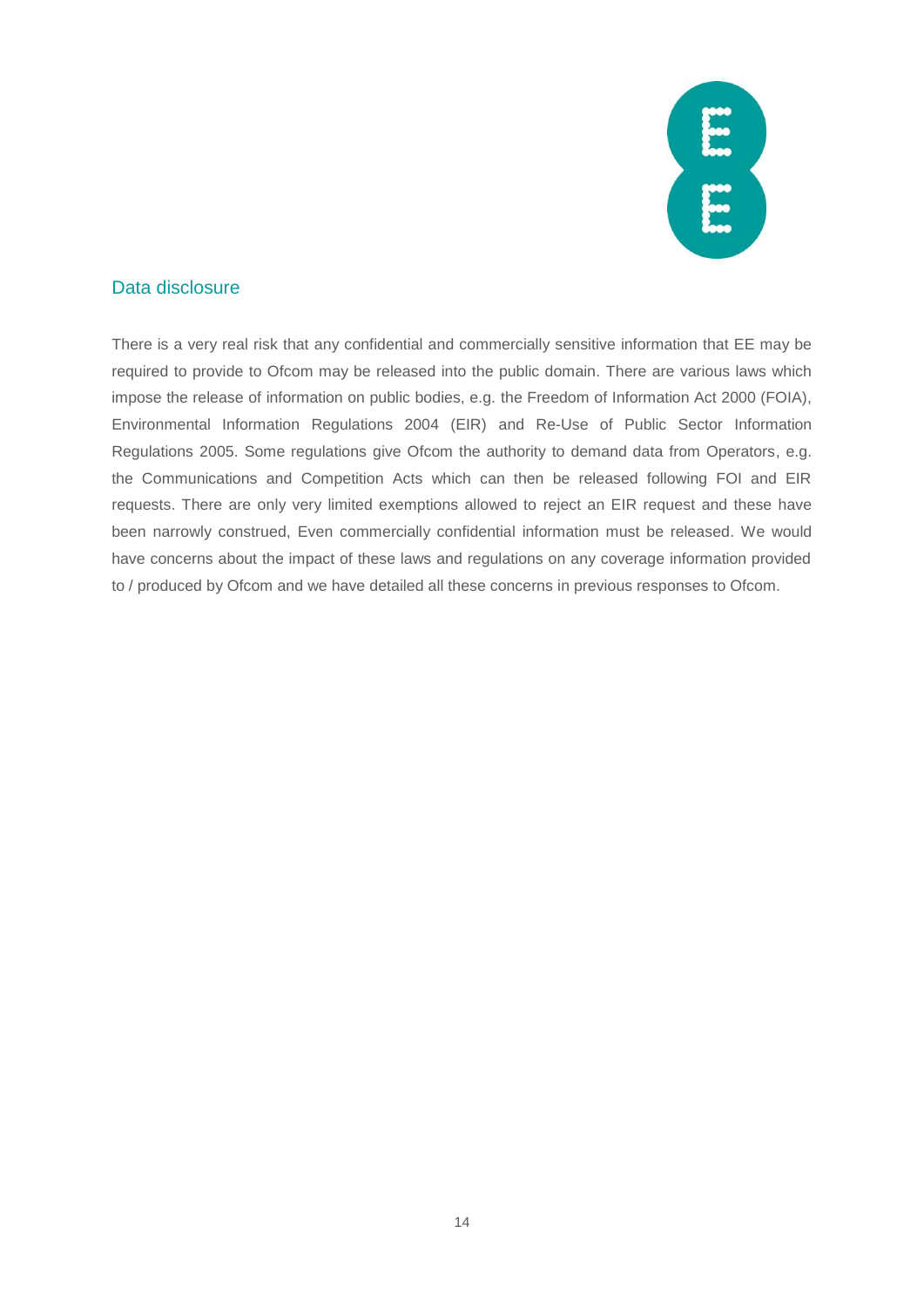## Data disclosure

There is a very real risk that any confidential and commercially sensitive information that EE may be required to provide to Ofcom may be released into the public domain. There are various laws which impose the release of information on public bodies, e.g. the Freedom of Information Act 2000 (FOIA), Environmental Information Regulations 2004 (EIR) and Re-Use of Public Sector Information Regulations 2005. Some regulations give Ofcom the authority to demand data from Operators, e.g. the Communications and Competition Acts which can then be released following FOI and EIR requests. There are only very limited exemptions allowed to reject an EIR request and these have been narrowly construed, Even commercially confidential information must be released. We would have concerns about the impact of these laws and regulations on any coverage information provided to / produced by Ofcom and we have detailed all these concerns in previous responses to Ofcom.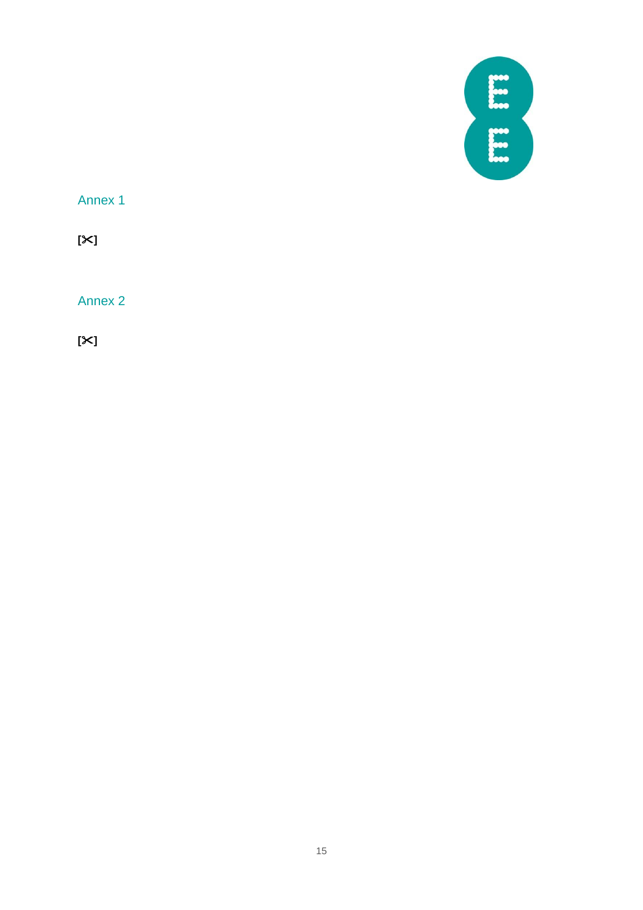## Annex 1

**[✂]**

## Annex 2

**[✂]**